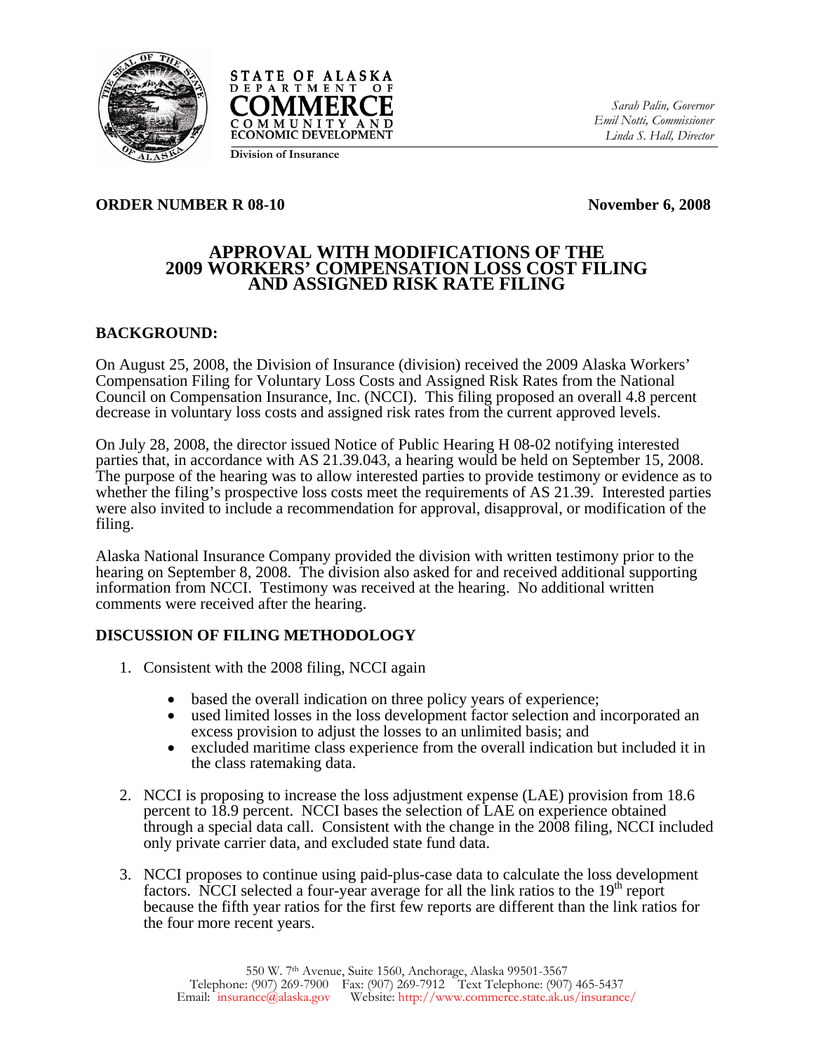STATE OF ALASKA
DEPARTMENT OF
COMMERCE
COMMUNITY AND
ECONOMIC DEVELOPMENT
Division of Insurance

*Sarah Palin, Governor*
*Emil Notti, Commissioner*
*Linda S. Hall, Director*

**ORDER NUMBER R 08-10** **November 6, 2008**

# APPROVAL WITH MODIFICATIONS OF THE 2009 WORKERS' COMPENSATION LOSS COST FILING AND ASSIGNED RISK RATE FILING

## BACKGROUND:

On August 25, 2008, the Division of Insurance (division) received the 2009 Alaska Workers' Compensation Filing for Voluntary Loss Costs and Assigned Risk Rates from the National Council on Compensation Insurance, Inc. (NCCI). This filing proposed an overall 4.8 percent decrease in voluntary loss costs and assigned risk rates from the current approved levels.

On July 28, 2008, the director issued Notice of Public Hearing H 08-02 notifying interested parties that, in accordance with AS 21.39.043, a hearing would be held on September 15, 2008. The purpose of the hearing was to allow interested parties to provide testimony or evidence as to whether the filing's prospective loss costs meet the requirements of AS 21.39. Interested parties were also invited to include a recommendation for approval, disapproval, or modification of the filing.

Alaska National Insurance Company provided the division with written testimony prior to the hearing on September 8, 2008. The division also asked for and received additional supporting information from NCCI. Testimony was received at the hearing. No additional written comments were received after the hearing.

## DISCUSSION OF FILING METHODOLOGY

1. Consistent with the 2008 filing, NCCI again

   - based the overall indication on three policy years of experience;
   - used limited losses in the loss development factor selection and incorporated an excess provision to adjust the losses to an unlimited basis; and
   - excluded maritime class experience from the overall indication but included it in the class ratemaking data.

2. NCCI is proposing to increase the loss adjustment expense (LAE) provision from 18.6 percent to 18.9 percent. NCCI bases the selection of LAE on experience obtained through a special data call. Consistent with the change in the 2008 filing, NCCI included only private carrier data, and excluded state fund data.

3. NCCI proposes to continue using paid-plus-case data to calculate the loss development factors. NCCI selected a four-year average for all the link ratios to the 19th report because the fifth year ratios for the first few reports are different than the link ratios for the four more recent years.

550 W. 7th Avenue, Suite 1560, Anchorage, Alaska 99501-3567
Telephone: (907) 269-7900 Fax: (907) 269-7912 Text Telephone: (907) 465-5437
Email: insurance@alaska.gov Website: http://www.commerce.state.ak.us/insurance/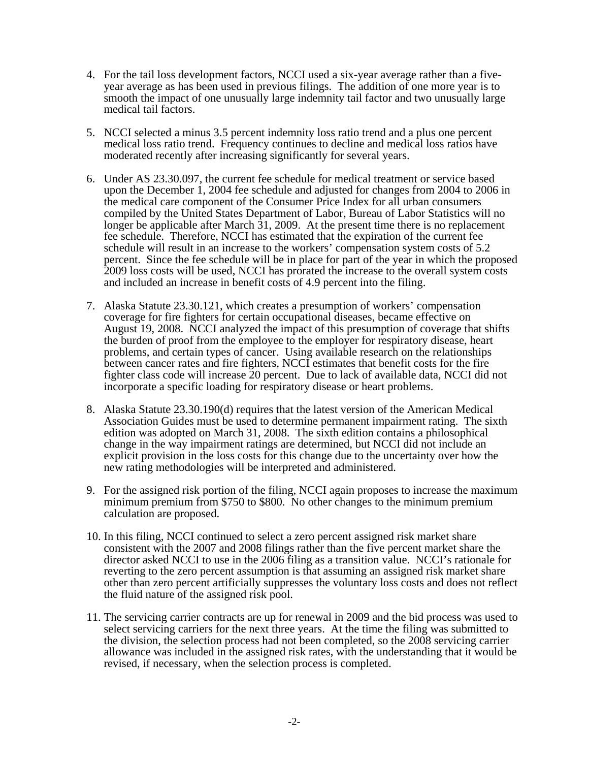4. For the tail loss development factors, NCCI used a six-year average rather than a five-year average as has been used in previous filings. The addition of one more year is to smooth the impact of one unusually large indemnity tail factor and two unusually large medical tail factors.

5. NCCI selected a minus 3.5 percent indemnity loss ratio trend and a plus one percent medical loss ratio trend. Frequency continues to decline and medical loss ratios have moderated recently after increasing significantly for several years.

6. Under AS 23.30.097, the current fee schedule for medical treatment or service based upon the December 1, 2004 fee schedule and adjusted for changes from 2004 to 2006 in the medical care component of the Consumer Price Index for all urban consumers compiled by the United States Department of Labor, Bureau of Labor Statistics will no longer be applicable after March 31, 2009. At the present time there is no replacement fee schedule. Therefore, NCCI has estimated that the expiration of the current fee schedule will result in an increase to the workers' compensation system costs of 5.2 percent. Since the fee schedule will be in place for part of the year in which the proposed 2009 loss costs will be used, NCCI has prorated the increase to the overall system costs and included an increase in benefit costs of 4.9 percent into the filing.

7. Alaska Statute 23.30.121, which creates a presumption of workers' compensation coverage for fire fighters for certain occupational diseases, became effective on August 19, 2008. NCCI analyzed the impact of this presumption of coverage that shifts the burden of proof from the employee to the employer for respiratory disease, heart problems, and certain types of cancer. Using available research on the relationships between cancer rates and fire fighters, NCCI estimates that benefit costs for the fire fighter class code will increase 20 percent. Due to lack of available data, NCCI did not incorporate a specific loading for respiratory disease or heart problems.

8. Alaska Statute 23.30.190(d) requires that the latest version of the American Medical Association Guides must be used to determine permanent impairment rating. The sixth edition was adopted on March 31, 2008. The sixth edition contains a philosophical change in the way impairment ratings are determined, but NCCI did not include an explicit provision in the loss costs for this change due to the uncertainty over how the new rating methodologies will be interpreted and administered.

9. For the assigned risk portion of the filing, NCCI again proposes to increase the maximum minimum premium from $750 to $800. No other changes to the minimum premium calculation are proposed.

10. In this filing, NCCI continued to select a zero percent assigned risk market share consistent with the 2007 and 2008 filings rather than the five percent market share the director asked NCCI to use in the 2006 filing as a transition value. NCCI's rationale for reverting to the zero percent assumption is that assuming an assigned risk market share other than zero percent artificially suppresses the voluntary loss costs and does not reflect the fluid nature of the assigned risk pool.

11. The servicing carrier contracts are up for renewal in 2009 and the bid process was used to select servicing carriers for the next three years. At the time the filing was submitted to the division, the selection process had not been completed, so the 2008 servicing carrier allowance was included in the assigned risk rates, with the understanding that it would be revised, if necessary, when the selection process is completed.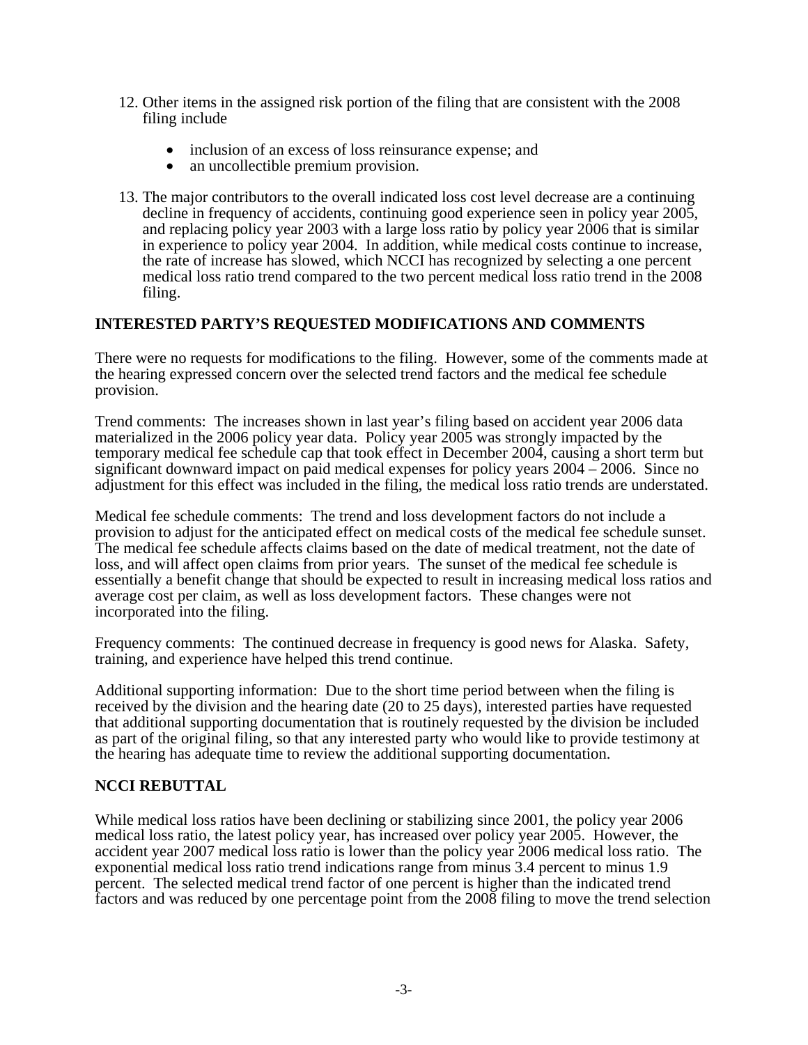12. Other items in the assigned risk portion of the filing that are consistent with the 2008 filing include

    - inclusion of an excess of loss reinsurance expense; and
    - an uncollectible premium provision.

13. The major contributors to the overall indicated loss cost level decrease are a continuing decline in frequency of accidents, continuing good experience seen in policy year 2005, and replacing policy year 2003 with a large loss ratio by policy year 2006 that is similar in experience to policy year 2004. In addition, while medical costs continue to increase, the rate of increase has slowed, which NCCI has recognized by selecting a one percent medical loss ratio trend compared to the two percent medical loss ratio trend in the 2008 filing.

## INTERESTED PARTY'S REQUESTED MODIFICATIONS AND COMMENTS

There were no requests for modifications to the filing. However, some of the comments made at the hearing expressed concern over the selected trend factors and the medical fee schedule provision.

Trend comments: The increases shown in last year's filing based on accident year 2006 data materialized in the 2006 policy year data. Policy year 2005 was strongly impacted by the temporary medical fee schedule cap that took effect in December 2004, causing a short term but significant downward impact on paid medical expenses for policy years 2004 – 2006. Since no adjustment for this effect was included in the filing, the medical loss ratio trends are understated.

Medical fee schedule comments: The trend and loss development factors do not include a provision to adjust for the anticipated effect on medical costs of the medical fee schedule sunset. The medical fee schedule affects claims based on the date of medical treatment, not the date of loss, and will affect open claims from prior years. The sunset of the medical fee schedule is essentially a benefit change that should be expected to result in increasing medical loss ratios and average cost per claim, as well as loss development factors. These changes were not incorporated into the filing.

Frequency comments: The continued decrease in frequency is good news for Alaska. Safety, training, and experience have helped this trend continue.

Additional supporting information: Due to the short time period between when the filing is received by the division and the hearing date (20 to 25 days), interested parties have requested that additional supporting documentation that is routinely requested by the division be included as part of the original filing, so that any interested party who would like to provide testimony at the hearing has adequate time to review the additional supporting documentation.

## NCCI REBUTTAL

While medical loss ratios have been declining or stabilizing since 2001, the policy year 2006 medical loss ratio, the latest policy year, has increased over policy year 2005. However, the accident year 2007 medical loss ratio is lower than the policy year 2006 medical loss ratio. The exponential medical loss ratio trend indications range from minus 3.4 percent to minus 1.9 percent. The selected medical trend factor of one percent is higher than the indicated trend factors and was reduced by one percentage point from the 2008 filing to move the trend selection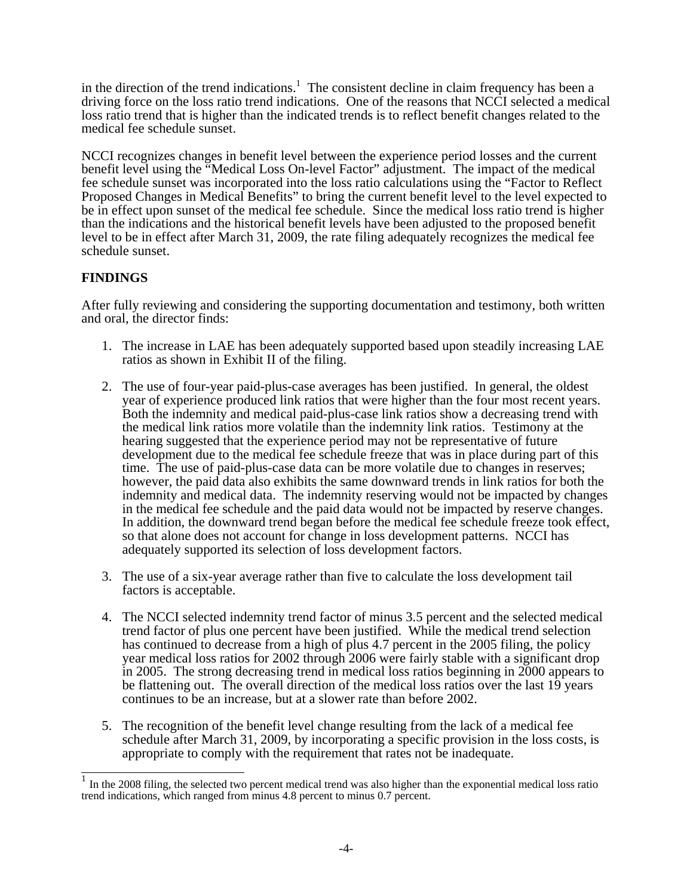in the direction of the trend indications.[1] The consistent decline in claim frequency has been a driving force on the loss ratio trend indications. One of the reasons that NCCI selected a medical loss ratio trend that is higher than the indicated trends is to reflect benefit changes related to the medical fee schedule sunset.

NCCI recognizes changes in benefit level between the experience period losses and the current benefit level using the "Medical Loss On-level Factor" adjustment. The impact of the medical fee schedule sunset was incorporated into the loss ratio calculations using the "Factor to Reflect Proposed Changes in Medical Benefits" to bring the current benefit level to the level expected to be in effect upon sunset of the medical fee schedule. Since the medical loss ratio trend is higher than the indications and the historical benefit levels have been adjusted to the proposed benefit level to be in effect after March 31, 2009, the rate filing adequately recognizes the medical fee schedule sunset.

## FINDINGS

After fully reviewing and considering the supporting documentation and testimony, both written and oral, the director finds:

1. The increase in LAE has been adequately supported based upon steadily increasing LAE ratios as shown in Exhibit II of the filing.

2. The use of four-year paid-plus-case averages has been justified. In general, the oldest year of experience produced link ratios that were higher than the four most recent years. Both the indemnity and medical paid-plus-case link ratios show a decreasing trend with the medical link ratios more volatile than the indemnity link ratios. Testimony at the hearing suggested that the experience period may not be representative of future development due to the medical fee schedule freeze that was in place during part of this time. The use of paid-plus-case data can be more volatile due to changes in reserves; however, the paid data also exhibits the same downward trends in link ratios for both the indemnity and medical data. The indemnity reserving would not be impacted by changes in the medical fee schedule and the paid data would not be impacted by reserve changes. In addition, the downward trend began before the medical fee schedule freeze took effect, so that alone does not account for change in loss development patterns. NCCI has adequately supported its selection of loss development factors.

3. The use of a six-year average rather than five to calculate the loss development tail factors is acceptable.

4. The NCCI selected indemnity trend factor of minus 3.5 percent and the selected medical trend factor of plus one percent have been justified. While the medical trend selection has continued to decrease from a high of plus 4.7 percent in the 2005 filing, the policy year medical loss ratios for 2002 through 2006 were fairly stable with a significant drop in 2005. The strong decreasing trend in medical loss ratios beginning in 2000 appears to be flattening out. The overall direction of the medical loss ratios over the last 19 years continues to be an increase, but at a slower rate than before 2002.

5. The recognition of the benefit level change resulting from the lack of a medical fee schedule after March 31, 2009, by incorporating a specific provision in the loss costs, is appropriate to comply with the requirement that rates not be inadequate.

[1] In the 2008 filing, the selected two percent medical trend was also higher than the exponential medical loss ratio trend indications, which ranged from minus 4.8 percent to minus 0.7 percent.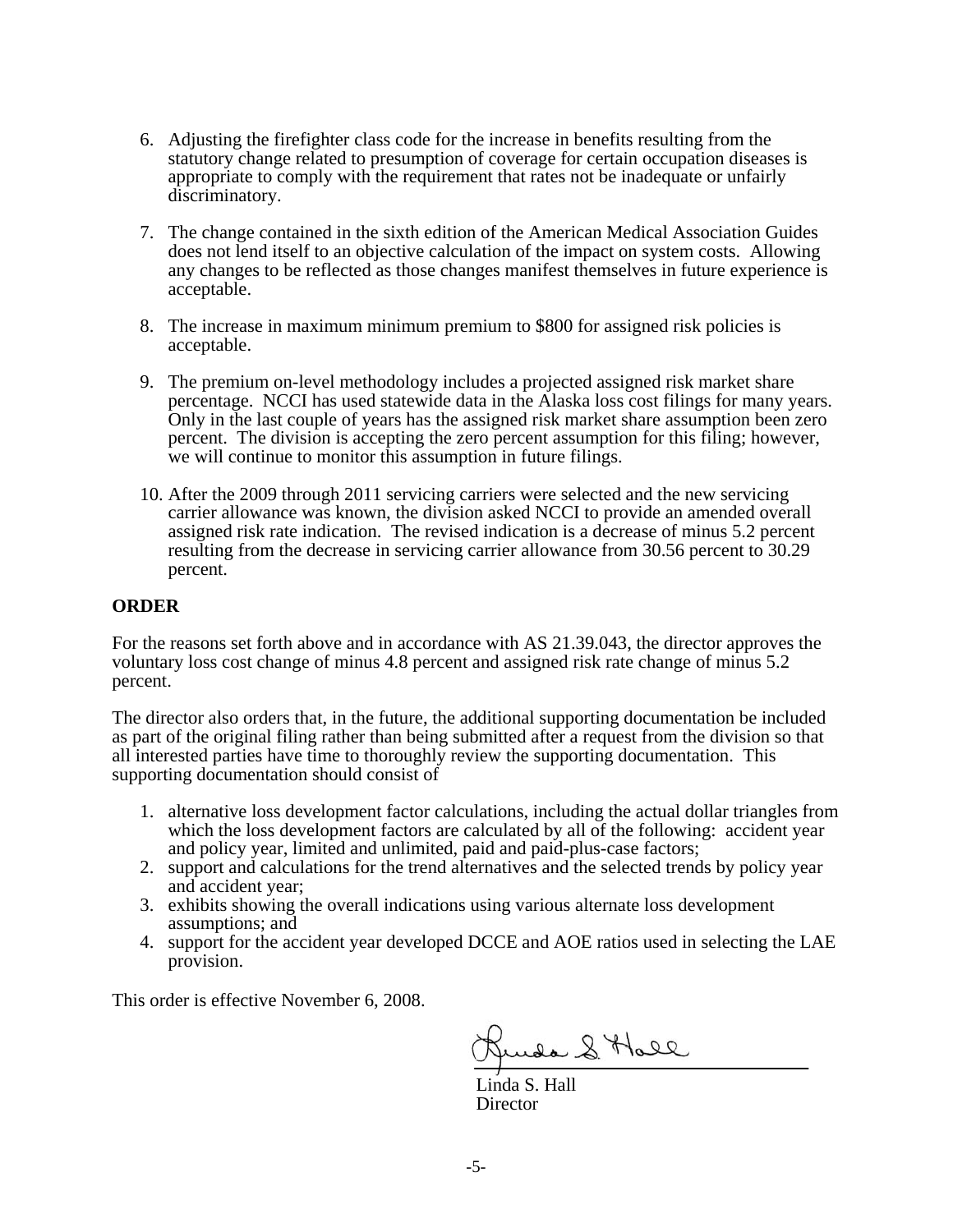6. Adjusting the firefighter class code for the increase in benefits resulting from the statutory change related to presumption of coverage for certain occupation diseases is appropriate to comply with the requirement that rates not be inadequate or unfairly discriminatory.

7. The change contained in the sixth edition of the American Medical Association Guides does not lend itself to an objective calculation of the impact on system costs. Allowing any changes to be reflected as those changes manifest themselves in future experience is acceptable.

8. The increase in maximum minimum premium to $800 for assigned risk policies is acceptable.

9. The premium on-level methodology includes a projected assigned risk market share percentage. NCCI has used statewide data in the Alaska loss cost filings for many years. Only in the last couple of years has the assigned risk market share assumption been zero percent. The division is accepting the zero percent assumption for this filing; however, we will continue to monitor this assumption in future filings.

10. After the 2009 through 2011 servicing carriers were selected and the new servicing carrier allowance was known, the division asked NCCI to provide an amended overall assigned risk rate indication. The revised indication is a decrease of minus 5.2 percent resulting from the decrease in servicing carrier allowance from 30.56 percent to 30.29 percent.

**ORDER**

For the reasons set forth above and in accordance with AS 21.39.043, the director approves the voluntary loss cost change of minus 4.8 percent and assigned risk rate change of minus 5.2 percent.

The director also orders that, in the future, the additional supporting documentation be included as part of the original filing rather than being submitted after a request from the division so that all interested parties have time to thoroughly review the supporting documentation. This supporting documentation should consist of

1. alternative loss development factor calculations, including the actual dollar triangles from which the loss development factors are calculated by all of the following: accident year and policy year, limited and unlimited, paid and paid-plus-case factors;
2. support and calculations for the trend alternatives and the selected trends by policy year and accident year;
3. exhibits showing the overall indications using various alternate loss development assumptions; and
4. support for the accident year developed DCCE and AOE ratios used in selecting the LAE provision.

This order is effective November 6, 2008.

Linda S. Hall
Director